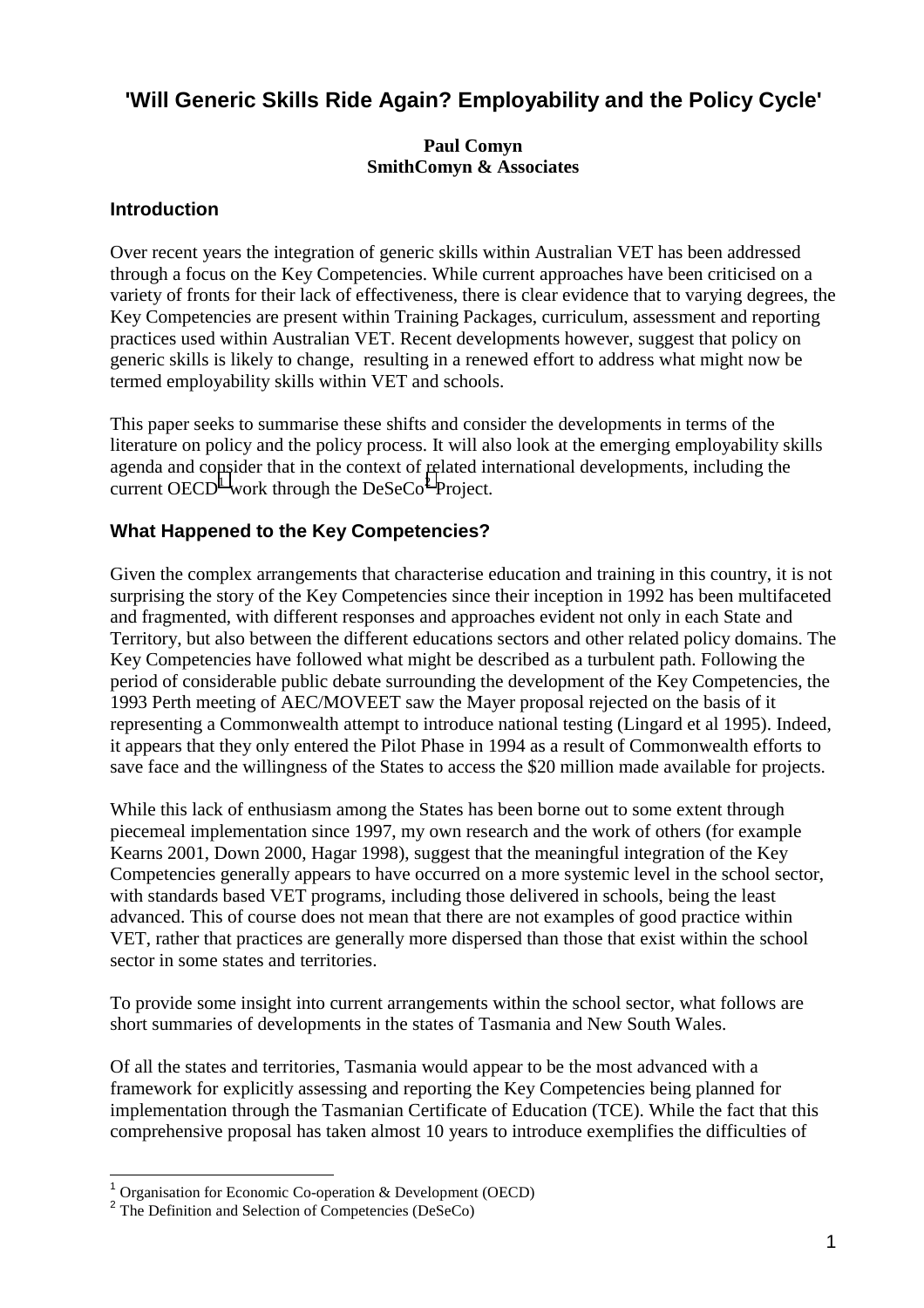# 'Will Generic Skills Ride Again? Employability and the Policy Cycle'

**Paul Comyn**
**SmithComyn & Associates**

## Introduction

Over recent years the integration of generic skills within Australian VET has been addressed through a focus on the Key Competencies. While current approaches have been criticised on a variety of fronts for their lack of effectiveness, there is clear evidence that to varying degrees, the Key Competencies are present within Training Packages, curriculum, assessment and reporting practices used within Australian VET. Recent developments however, suggest that policy on generic skills is likely to change, resulting in a renewed effort to address what might now be termed employability skills within VET and schools.

This paper seeks to summarise these shifts and consider the developments in terms of the literature on policy and the policy process. It will also look at the emerging employability skills agenda and consider that in the context of related international developments, including the current OECD[1] work through the DeSeCo[2] Project.

## What Happened to the Key Competencies?

Given the complex arrangements that characterise education and training in this country, it is not surprising the story of the Key Competencies since their inception in 1992 has been multifaceted and fragmented, with different responses and approaches evident not only in each State and Territory, but also between the different educations sectors and other related policy domains. The Key Competencies have followed what might be described as a turbulent path. Following the period of considerable public debate surrounding the development of the Key Competencies, the 1993 Perth meeting of AEC/MOVEET saw the Mayer proposal rejected on the basis of it representing a Commonwealth attempt to introduce national testing (Lingard et al 1995). Indeed, it appears that they only entered the Pilot Phase in 1994 as a result of Commonwealth efforts to save face and the willingness of the States to access the $20 million made available for projects.

While this lack of enthusiasm among the States has been borne out to some extent through piecemeal implementation since 1997, my own research and the work of others (for example Kearns 2001, Down 2000, Hagar 1998), suggest that the meaningful integration of the Key Competencies generally appears to have occurred on a more systemic level in the school sector, with standards based VET programs, including those delivered in schools, being the least advanced. This of course does not mean that there are not examples of good practice within VET, rather that practices are generally more dispersed than those that exist within the school sector in some states and territories.

To provide some insight into current arrangements within the school sector, what follows are short summaries of developments in the states of Tasmania and New South Wales.

Of all the states and territories, Tasmania would appear to be the most advanced with a framework for explicitly assessing and reporting the Key Competencies being planned for implementation through the Tasmanian Certificate of Education (TCE). While the fact that this comprehensive proposal has taken almost 10 years to introduce exemplifies the difficulties of

---

[1] Organisation for Economic Co-operation & Development (OECD)
[2] The Definition and Selection of Competencies (DeSeCo)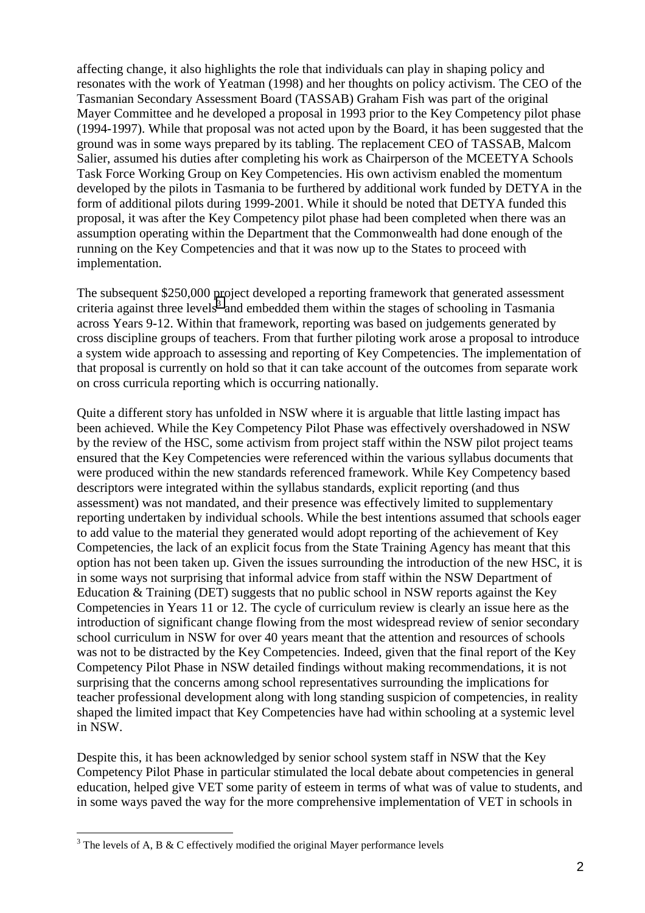affecting change, it also highlights the role that individuals can play in shaping policy and resonates with the work of Yeatman (1998) and her thoughts on policy activism. The CEO of the Tasmanian Secondary Assessment Board (TASSAB) Graham Fish was part of the original Mayer Committee and he developed a proposal in 1993 prior to the Key Competency pilot phase (1994-1997). While that proposal was not acted upon by the Board, it has been suggested that the ground was in some ways prepared by its tabling. The replacement CEO of TASSAB, Malcom Salier, assumed his duties after completing his work as Chairperson of the MCEETYA Schools Task Force Working Group on Key Competencies. His own activism enabled the momentum developed by the pilots in Tasmania to be furthered by additional work funded by DETYA in the form of additional pilots during 1999-2001. While it should be noted that DETYA funded this proposal, it was after the Key Competency pilot phase had been completed when there was an assumption operating within the Department that the Commonwealth had done enough of the running on the Key Competencies and that it was now up to the States to proceed with implementation.

The subsequent $250,000 project developed a reporting framework that generated assessment criteria against three levels[3] and embedded them within the stages of schooling in Tasmania across Years 9-12. Within that framework, reporting was based on judgements generated by cross discipline groups of teachers. From that further piloting work arose a proposal to introduce a system wide approach to assessing and reporting of Key Competencies. The implementation of that proposal is currently on hold so that it can take account of the outcomes from separate work on cross curricula reporting which is occurring nationally.

Quite a different story has unfolded in NSW where it is arguable that little lasting impact has been achieved. While the Key Competency Pilot Phase was effectively overshadowed in NSW by the review of the HSC, some activism from project staff within the NSW pilot project teams ensured that the Key Competencies were referenced within the various syllabus documents that were produced within the new standards referenced framework. While Key Competency based descriptors were integrated within the syllabus standards, explicit reporting (and thus assessment) was not mandated, and their presence was effectively limited to supplementary reporting undertaken by individual schools. While the best intentions assumed that schools eager to add value to the material they generated would adopt reporting of the achievement of Key Competencies, the lack of an explicit focus from the State Training Agency has meant that this option has not been taken up. Given the issues surrounding the introduction of the new HSC, it is in some ways not surprising that informal advice from staff within the NSW Department of Education & Training (DET) suggests that no public school in NSW reports against the Key Competencies in Years 11 or 12. The cycle of curriculum review is clearly an issue here as the introduction of significant change flowing from the most widespread review of senior secondary school curriculum in NSW for over 40 years meant that the attention and resources of schools was not to be distracted by the Key Competencies. Indeed, given that the final report of the Key Competency Pilot Phase in NSW detailed findings without making recommendations, it is not surprising that the concerns among school representatives surrounding the implications for teacher professional development along with long standing suspicion of competencies, in reality shaped the limited impact that Key Competencies have had within schooling at a systemic level in NSW.

Despite this, it has been acknowledged by senior school system staff in NSW that the Key Competency Pilot Phase in particular stimulated the local debate about competencies in general education, helped give VET some parity of esteem in terms of what was of value to students, and in some ways paved the way for the more comprehensive implementation of VET in schools in

---

[3] The levels of A, B & C effectively modified the original Mayer performance levels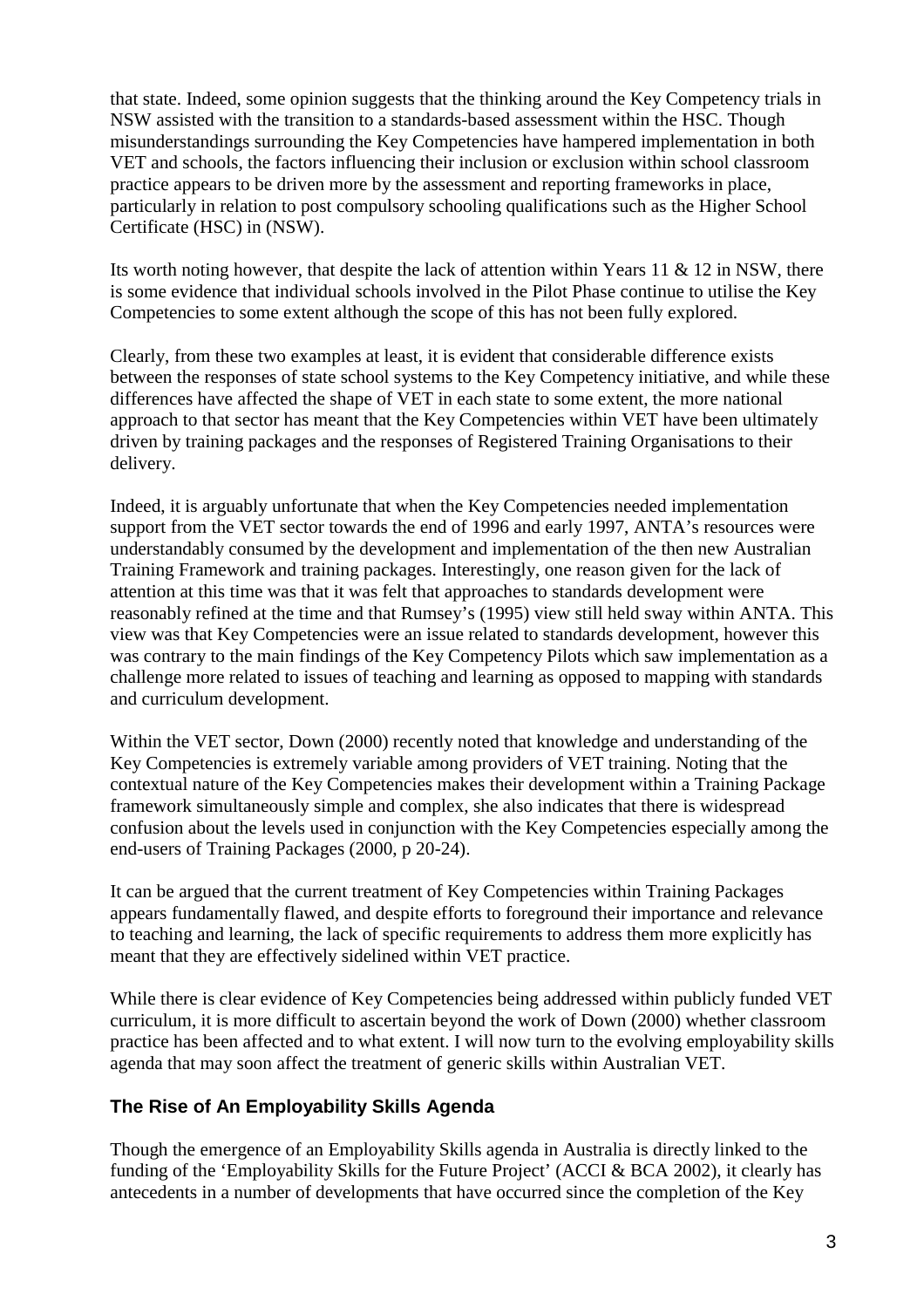that state. Indeed, some opinion suggests that the thinking around the Key Competency trials in NSW assisted with the transition to a standards-based assessment within the HSC. Though misunderstandings surrounding the Key Competencies have hampered implementation in both VET and schools, the factors influencing their inclusion or exclusion within school classroom practice appears to be driven more by the assessment and reporting frameworks in place, particularly in relation to post compulsory schooling qualifications such as the Higher School Certificate (HSC) in (NSW).

Its worth noting however, that despite the lack of attention within Years 11 & 12 in NSW, there is some evidence that individual schools involved in the Pilot Phase continue to utilise the Key Competencies to some extent although the scope of this has not been fully explored.

Clearly, from these two examples at least, it is evident that considerable difference exists between the responses of state school systems to the Key Competency initiative, and while these differences have affected the shape of VET in each state to some extent, the more national approach to that sector has meant that the Key Competencies within VET have been ultimately driven by training packages and the responses of Registered Training Organisations to their delivery.

Indeed, it is arguably unfortunate that when the Key Competencies needed implementation support from the VET sector towards the end of 1996 and early 1997, ANTA's resources were understandably consumed by the development and implementation of the then new Australian Training Framework and training packages. Interestingly, one reason given for the lack of attention at this time was that it was felt that approaches to standards development were reasonably refined at the time and that Rumsey's (1995) view still held sway within ANTA. This view was that Key Competencies were an issue related to standards development, however this was contrary to the main findings of the Key Competency Pilots which saw implementation as a challenge more related to issues of teaching and learning as opposed to mapping with standards and curriculum development.

Within the VET sector, Down (2000) recently noted that knowledge and understanding of the Key Competencies is extremely variable among providers of VET training. Noting that the contextual nature of the Key Competencies makes their development within a Training Package framework simultaneously simple and complex, she also indicates that there is widespread confusion about the levels used in conjunction with the Key Competencies especially among the end-users of Training Packages (2000, p 20-24).

It can be argued that the current treatment of Key Competencies within Training Packages appears fundamentally flawed, and despite efforts to foreground their importance and relevance to teaching and learning, the lack of specific requirements to address them more explicitly has meant that they are effectively sidelined within VET practice.

While there is clear evidence of Key Competencies being addressed within publicly funded VET curriculum, it is more difficult to ascertain beyond the work of Down (2000) whether classroom practice has been affected and to what extent. I will now turn to the evolving employability skills agenda that may soon affect the treatment of generic skills within Australian VET.

## The Rise of An Employability Skills Agenda

Though the emergence of an Employability Skills agenda in Australia is directly linked to the funding of the 'Employability Skills for the Future Project' (ACCI & BCA 2002), it clearly has antecedents in a number of developments that have occurred since the completion of the Key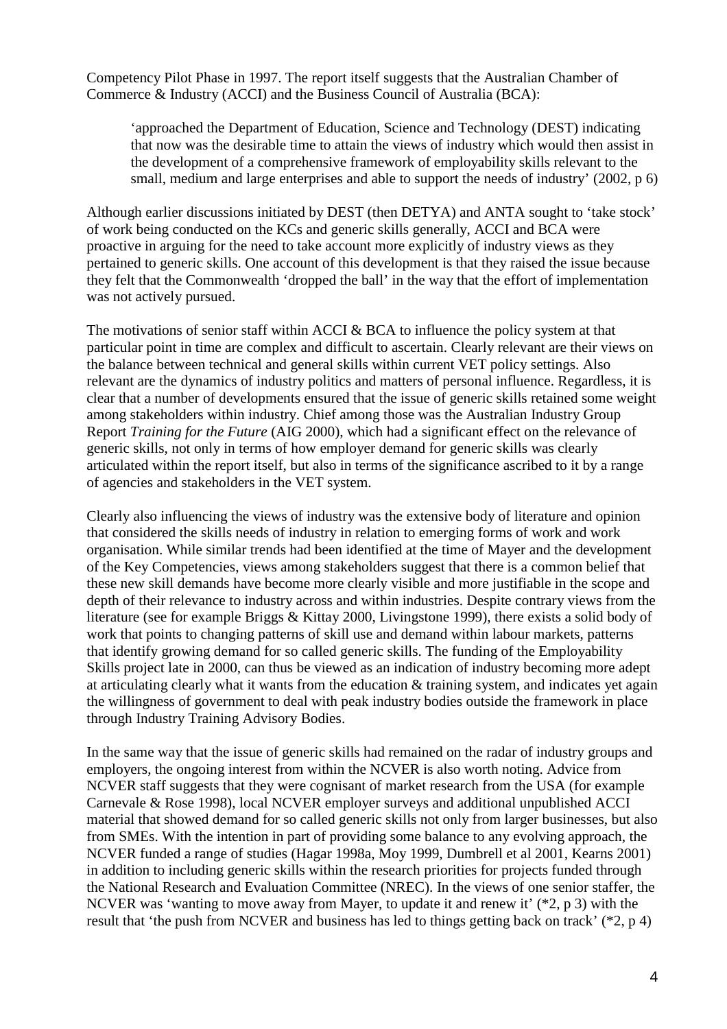Competency Pilot Phase in 1997. The report itself suggests that the Australian Chamber of Commerce & Industry (ACCI) and the Business Council of Australia (BCA):

> 'approached the Department of Education, Science and Technology (DEST) indicating that now was the desirable time to attain the views of industry which would then assist in the development of a comprehensive framework of employability skills relevant to the small, medium and large enterprises and able to support the needs of industry' (2002, p 6)

Although earlier discussions initiated by DEST (then DETYA) and ANTA sought to 'take stock' of work being conducted on the KCs and generic skills generally, ACCI and BCA were proactive in arguing for the need to take account more explicitly of industry views as they pertained to generic skills. One account of this development is that they raised the issue because they felt that the Commonwealth 'dropped the ball' in the way that the effort of implementation was not actively pursued.

The motivations of senior staff within ACCI & BCA to influence the policy system at that particular point in time are complex and difficult to ascertain. Clearly relevant are their views on the balance between technical and general skills within current VET policy settings. Also relevant are the dynamics of industry politics and matters of personal influence. Regardless, it is clear that a number of developments ensured that the issue of generic skills retained some weight among stakeholders within industry. Chief among those was the Australian Industry Group Report *Training for the Future* (AIG 2000), which had a significant effect on the relevance of generic skills, not only in terms of how employer demand for generic skills was clearly articulated within the report itself, but also in terms of the significance ascribed to it by a range of agencies and stakeholders in the VET system.

Clearly also influencing the views of industry was the extensive body of literature and opinion that considered the skills needs of industry in relation to emerging forms of work and work organisation. While similar trends had been identified at the time of Mayer and the development of the Key Competencies, views among stakeholders suggest that there is a common belief that these new skill demands have become more clearly visible and more justifiable in the scope and depth of their relevance to industry across and within industries. Despite contrary views from the literature (see for example Briggs & Kittay 2000, Livingstone 1999), there exists a solid body of work that points to changing patterns of skill use and demand within labour markets, patterns that identify growing demand for so called generic skills. The funding of the Employability Skills project late in 2000, can thus be viewed as an indication of industry becoming more adept at articulating clearly what it wants from the education & training system, and indicates yet again the willingness of government to deal with peak industry bodies outside the framework in place through Industry Training Advisory Bodies.

In the same way that the issue of generic skills had remained on the radar of industry groups and employers, the ongoing interest from within the NCVER is also worth noting. Advice from NCVER staff suggests that they were cognisant of market research from the USA (for example Carnevale & Rose 1998), local NCVER employer surveys and additional unpublished ACCI material that showed demand for so called generic skills not only from larger businesses, but also from SMEs. With the intention in part of providing some balance to any evolving approach, the NCVER funded a range of studies (Hagar 1998a, Moy 1999, Dumbrell et al 2001, Kearns 2001) in addition to including generic skills within the research priorities for projects funded through the National Research and Evaluation Committee (NREC). In the views of one senior staffer, the NCVER was 'wanting to move away from Mayer, to update it and renew it' (*2, p 3) with the result that 'the push from NCVER and business has led to things getting back on track' (*2, p 4)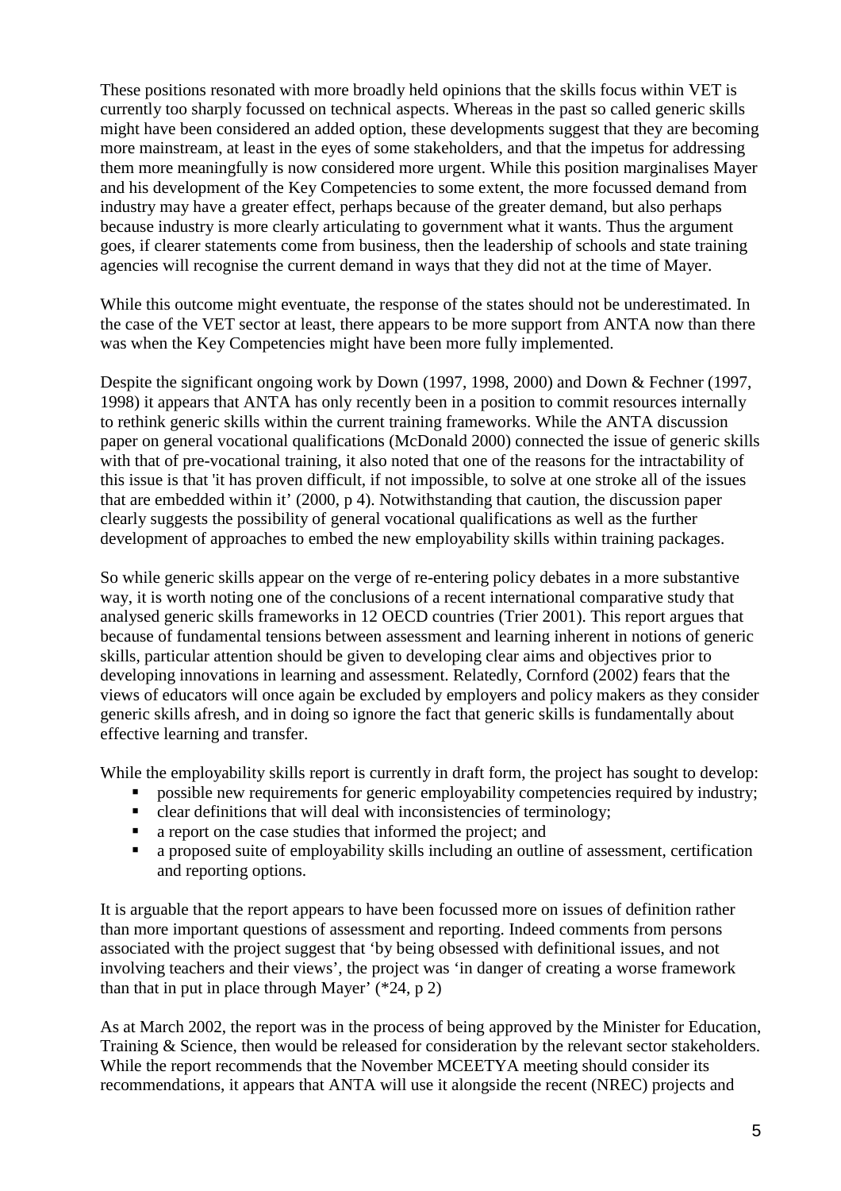These positions resonated with more broadly held opinions that the skills focus within VET is currently too sharply focussed on technical aspects. Whereas in the past so called generic skills might have been considered an added option, these developments suggest that they are becoming more mainstream, at least in the eyes of some stakeholders, and that the impetus for addressing them more meaningfully is now considered more urgent. While this position marginalises Mayer and his development of the Key Competencies to some extent, the more focussed demand from industry may have a greater effect, perhaps because of the greater demand, but also perhaps because industry is more clearly articulating to government what it wants. Thus the argument goes, if clearer statements come from business, then the leadership of schools and state training agencies will recognise the current demand in ways that they did not at the time of Mayer.

While this outcome might eventuate, the response of the states should not be underestimated. In the case of the VET sector at least, there appears to be more support from ANTA now than there was when the Key Competencies might have been more fully implemented.

Despite the significant ongoing work by Down (1997, 1998, 2000) and Down & Fechner (1997, 1998) it appears that ANTA has only recently been in a position to commit resources internally to rethink generic skills within the current training frameworks. While the ANTA discussion paper on general vocational qualifications (McDonald 2000) connected the issue of generic skills with that of pre-vocational training, it also noted that one of the reasons for the intractability of this issue is that 'it has proven difficult, if not impossible, to solve at one stroke all of the issues that are embedded within it' (2000, p 4). Notwithstanding that caution, the discussion paper clearly suggests the possibility of general vocational qualifications as well as the further development of approaches to embed the new employability skills within training packages.

So while generic skills appear on the verge of re-entering policy debates in a more substantive way, it is worth noting one of the conclusions of a recent international comparative study that analysed generic skills frameworks in 12 OECD countries (Trier 2001). This report argues that because of fundamental tensions between assessment and learning inherent in notions of generic skills, particular attention should be given to developing clear aims and objectives prior to developing innovations in learning and assessment. Relatedly, Cornford (2002) fears that the views of educators will once again be excluded by employers and policy makers as they consider generic skills afresh, and in doing so ignore the fact that generic skills is fundamentally about effective learning and transfer.

While the employability skills report is currently in draft form, the project has sought to develop:

- possible new requirements for generic employability competencies required by industry;
- clear definitions that will deal with inconsistencies of terminology;
- a report on the case studies that informed the project; and
- a proposed suite of employability skills including an outline of assessment, certification and reporting options.

It is arguable that the report appears to have been focussed more on issues of definition rather than more important questions of assessment and reporting. Indeed comments from persons associated with the project suggest that 'by being obsessed with definitional issues, and not involving teachers and their views', the project was 'in danger of creating a worse framework than that in put in place through Mayer' (*24, p 2)

As at March 2002, the report was in the process of being approved by the Minister for Education, Training & Science, then would be released for consideration by the relevant sector stakeholders. While the report recommends that the November MCEETYA meeting should consider its recommendations, it appears that ANTA will use it alongside the recent (NREC) projects and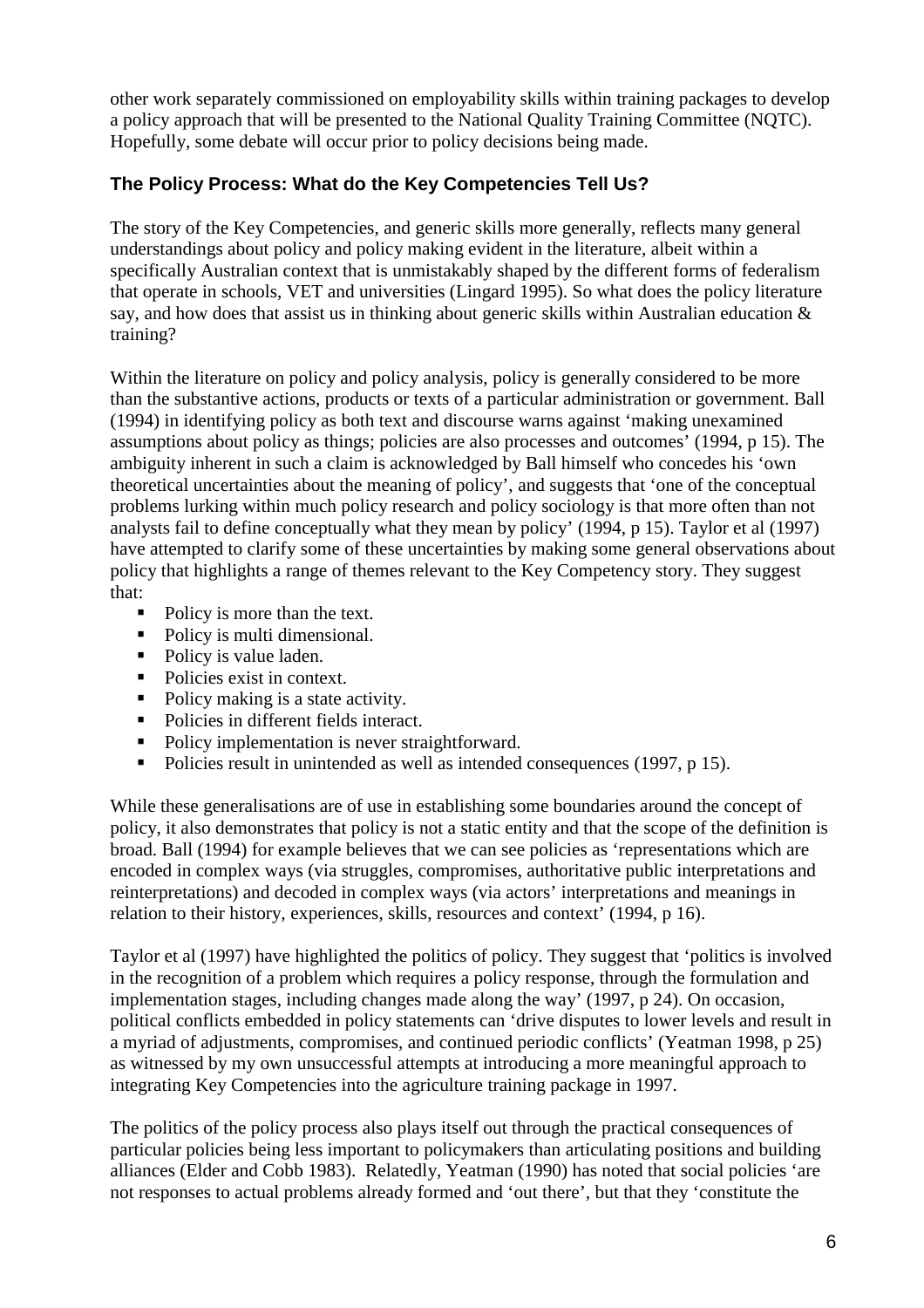other work separately commissioned on employability skills within training packages to develop a policy approach that will be presented to the National Quality Training Committee (NQTC). Hopefully, some debate will occur prior to policy decisions being made.

## The Policy Process: What do the Key Competencies Tell Us?

The story of the Key Competencies, and generic skills more generally, reflects many general understandings about policy and policy making evident in the literature, albeit within a specifically Australian context that is unmistakably shaped by the different forms of federalism that operate in schools, VET and universities (Lingard 1995). So what does the policy literature say, and how does that assist us in thinking about generic skills within Australian education & training?

Within the literature on policy and policy analysis, policy is generally considered to be more than the substantive actions, products or texts of a particular administration or government. Ball (1994) in identifying policy as both text and discourse warns against 'making unexamined assumptions about policy as things; policies are also processes and outcomes' (1994, p 15). The ambiguity inherent in such a claim is acknowledged by Ball himself who concedes his 'own theoretical uncertainties about the meaning of policy', and suggests that 'one of the conceptual problems lurking within much policy research and policy sociology is that more often than not analysts fail to define conceptually what they mean by policy' (1994, p 15). Taylor et al (1997) have attempted to clarify some of these uncertainties by making some general observations about policy that highlights a range of themes relevant to the Key Competency story. They suggest that:

- Policy is more than the text.
- Policy is multi dimensional.
- Policy is value laden.
- Policies exist in context.
- Policy making is a state activity.
- Policies in different fields interact.
- Policy implementation is never straightforward.
- Policies result in unintended as well as intended consequences (1997, p 15).

While these generalisations are of use in establishing some boundaries around the concept of policy, it also demonstrates that policy is not a static entity and that the scope of the definition is broad. Ball (1994) for example believes that we can see policies as 'representations which are encoded in complex ways (via struggles, compromises, authoritative public interpretations and reinterpretations) and decoded in complex ways (via actors' interpretations and meanings in relation to their history, experiences, skills, resources and context' (1994, p 16).

Taylor et al (1997) have highlighted the politics of policy. They suggest that 'politics is involved in the recognition of a problem which requires a policy response, through the formulation and implementation stages, including changes made along the way' (1997, p 24). On occasion, political conflicts embedded in policy statements can 'drive disputes to lower levels and result in a myriad of adjustments, compromises, and continued periodic conflicts' (Yeatman 1998, p 25) as witnessed by my own unsuccessful attempts at introducing a more meaningful approach to integrating Key Competencies into the agriculture training package in 1997.

The politics of the policy process also plays itself out through the practical consequences of particular policies being less important to policymakers than articulating positions and building alliances (Elder and Cobb 1983). Relatedly, Yeatman (1990) has noted that social policies 'are not responses to actual problems already formed and 'out there', but that they 'constitute the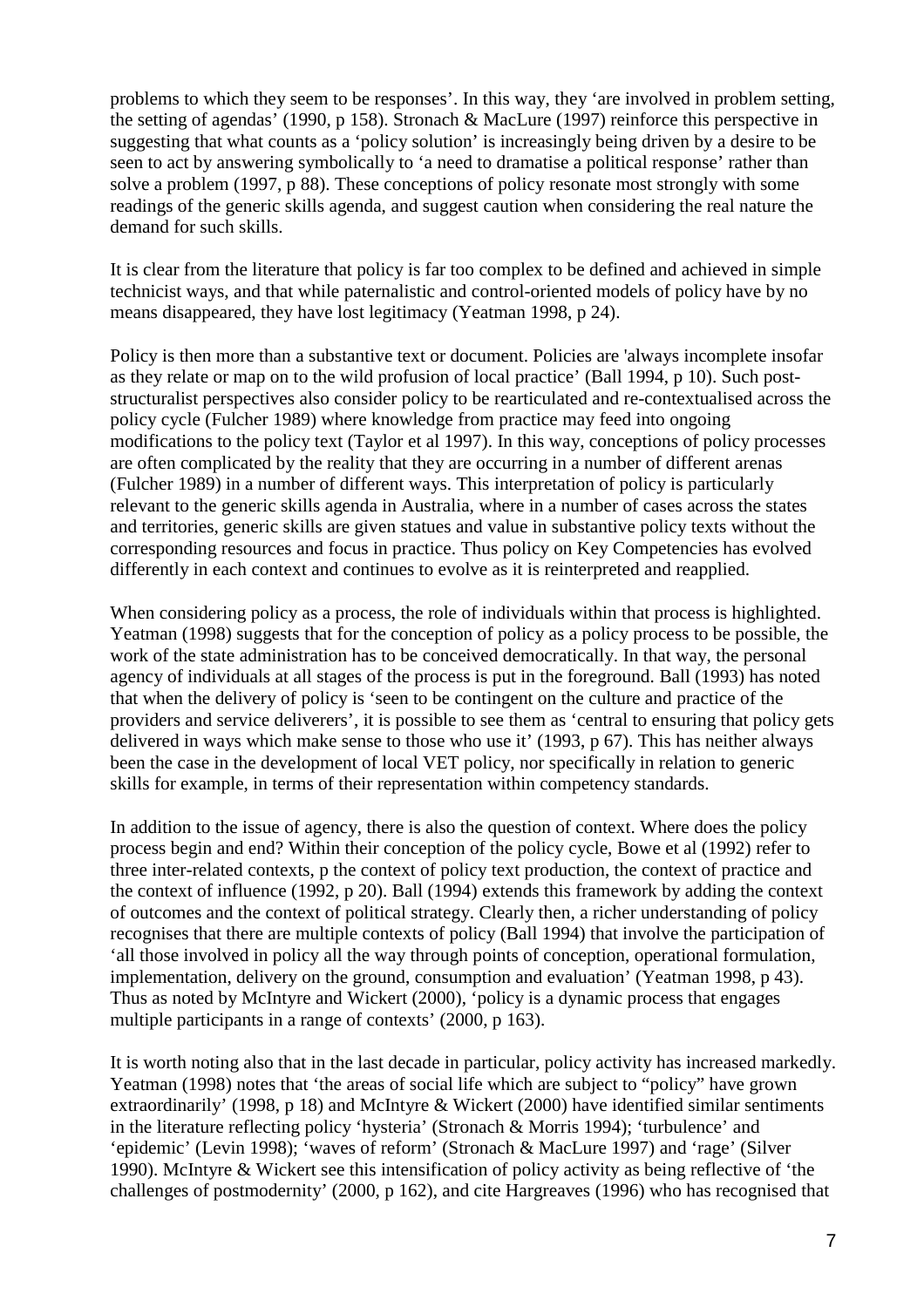problems to which they seem to be responses'. In this way, they 'are involved in problem setting, the setting of agendas' (1990, p 158). Stronach & MacLure (1997) reinforce this perspective in suggesting that what counts as a 'policy solution' is increasingly being driven by a desire to be seen to act by answering symbolically to 'a need to dramatise a political response' rather than solve a problem (1997, p 88). These conceptions of policy resonate most strongly with some readings of the generic skills agenda, and suggest caution when considering the real nature the demand for such skills.

It is clear from the literature that policy is far too complex to be defined and achieved in simple technicist ways, and that while paternalistic and control-oriented models of policy have by no means disappeared, they have lost legitimacy (Yeatman 1998, p 24).

Policy is then more than a substantive text or document. Policies are 'always incomplete insofar as they relate or map on to the wild profusion of local practice' (Ball 1994, p 10). Such post-structuralist perspectives also consider policy to be rearticulated and re-contextualised across the policy cycle (Fulcher 1989) where knowledge from practice may feed into ongoing modifications to the policy text (Taylor et al 1997). In this way, conceptions of policy processes are often complicated by the reality that they are occurring in a number of different arenas (Fulcher 1989) in a number of different ways. This interpretation of policy is particularly relevant to the generic skills agenda in Australia, where in a number of cases across the states and territories, generic skills are given statues and value in substantive policy texts without the corresponding resources and focus in practice. Thus policy on Key Competencies has evolved differently in each context and continues to evolve as it is reinterpreted and reapplied.

When considering policy as a process, the role of individuals within that process is highlighted. Yeatman (1998) suggests that for the conception of policy as a policy process to be possible, the work of the state administration has to be conceived democratically. In that way, the personal agency of individuals at all stages of the process is put in the foreground. Ball (1993) has noted that when the delivery of policy is 'seen to be contingent on the culture and practice of the providers and service deliverers', it is possible to see them as 'central to ensuring that policy gets delivered in ways which make sense to those who use it' (1993, p 67). This has neither always been the case in the development of local VET policy, nor specifically in relation to generic skills for example, in terms of their representation within competency standards.

In addition to the issue of agency, there is also the question of context. Where does the policy process begin and end? Within their conception of the policy cycle, Bowe et al (1992) refer to three inter-related contexts, p the context of policy text production, the context of practice and the context of influence (1992, p 20). Ball (1994) extends this framework by adding the context of outcomes and the context of political strategy. Clearly then, a richer understanding of policy recognises that there are multiple contexts of policy (Ball 1994) that involve the participation of 'all those involved in policy all the way through points of conception, operational formulation, implementation, delivery on the ground, consumption and evaluation' (Yeatman 1998, p 43). Thus as noted by McIntyre and Wickert (2000), 'policy is a dynamic process that engages multiple participants in a range of contexts' (2000, p 163).

It is worth noting also that in the last decade in particular, policy activity has increased markedly. Yeatman (1998) notes that 'the areas of social life which are subject to "policy" have grown extraordinarily' (1998, p 18) and McIntyre & Wickert (2000) have identified similar sentiments in the literature reflecting policy 'hysteria' (Stronach & Morris 1994); 'turbulence' and 'epidemic' (Levin 1998); 'waves of reform' (Stronach & MacLure 1997) and 'rage' (Silver 1990). McIntyre & Wickert see this intensification of policy activity as being reflective of 'the challenges of postmodernity' (2000, p 162), and cite Hargreaves (1996) who has recognised that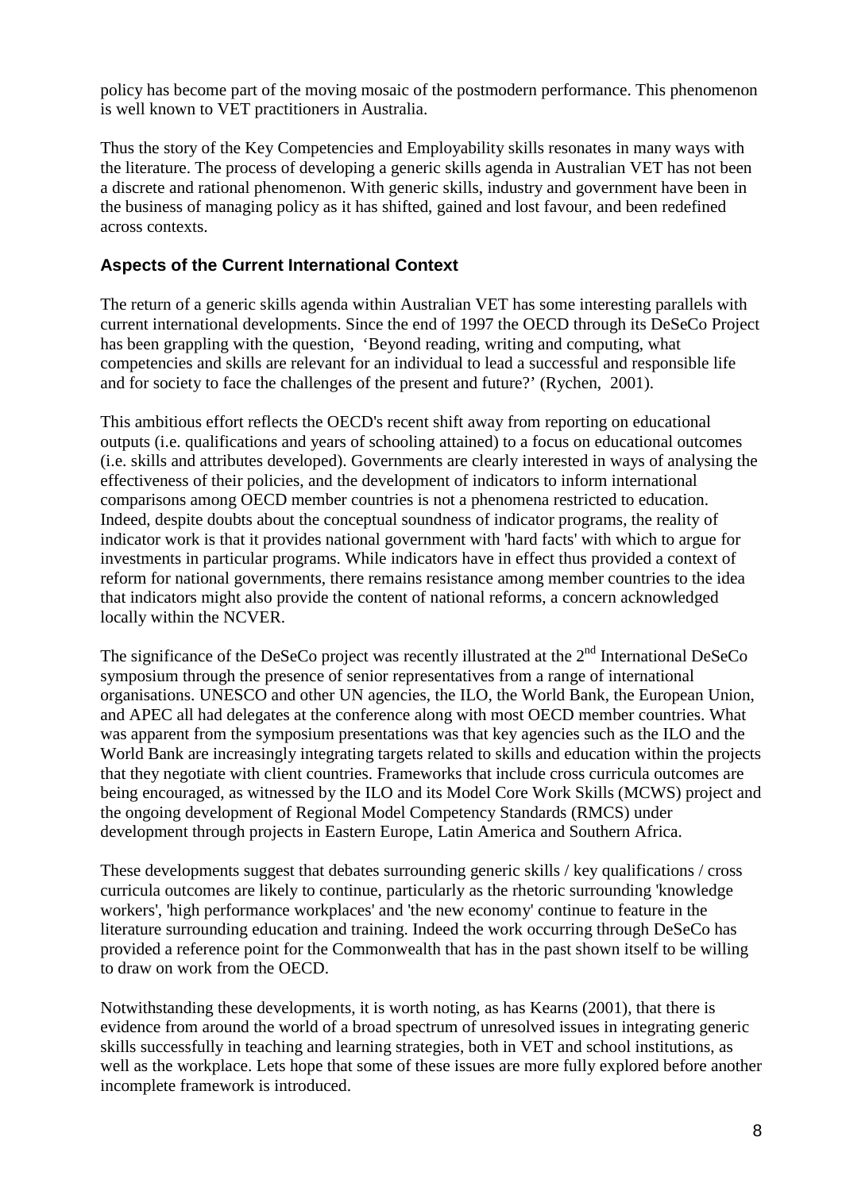policy has become part of the moving mosaic of the postmodern performance. This phenomenon is well known to VET practitioners in Australia.

Thus the story of the Key Competencies and Employability skills resonates in many ways with the literature. The process of developing a generic skills agenda in Australian VET has not been a discrete and rational phenomenon. With generic skills, industry and government have been in the business of managing policy as it has shifted, gained and lost favour, and been redefined across contexts.

### Aspects of the Current International Context

The return of a generic skills agenda within Australian VET has some interesting parallels with current international developments. Since the end of 1997 the OECD through its DeSeCo Project has been grappling with the question, 'Beyond reading, writing and computing, what competencies and skills are relevant for an individual to lead a successful and responsible life and for society to face the challenges of the present and future?' (Rychen, 2001).

This ambitious effort reflects the OECD's recent shift away from reporting on educational outputs (i.e. qualifications and years of schooling attained) to a focus on educational outcomes (i.e. skills and attributes developed). Governments are clearly interested in ways of analysing the effectiveness of their policies, and the development of indicators to inform international comparisons among OECD member countries is not a phenomena restricted to education. Indeed, despite doubts about the conceptual soundness of indicator programs, the reality of indicator work is that it provides national government with 'hard facts' with which to argue for investments in particular programs. While indicators have in effect thus provided a context of reform for national governments, there remains resistance among member countries to the idea that indicators might also provide the content of national reforms, a concern acknowledged locally within the NCVER.

The significance of the DeSeCo project was recently illustrated at the 2nd International DeSeCo symposium through the presence of senior representatives from a range of international organisations. UNESCO and other UN agencies, the ILO, the World Bank, the European Union, and APEC all had delegates at the conference along with most OECD member countries. What was apparent from the symposium presentations was that key agencies such as the ILO and the World Bank are increasingly integrating targets related to skills and education within the projects that they negotiate with client countries. Frameworks that include cross curricula outcomes are being encouraged, as witnessed by the ILO and its Model Core Work Skills (MCWS) project and the ongoing development of Regional Model Competency Standards (RMCS) under development through projects in Eastern Europe, Latin America and Southern Africa.

These developments suggest that debates surrounding generic skills / key qualifications / cross curricula outcomes are likely to continue, particularly as the rhetoric surrounding 'knowledge workers', 'high performance workplaces' and 'the new economy' continue to feature in the literature surrounding education and training. Indeed the work occurring through DeSeCo has provided a reference point for the Commonwealth that has in the past shown itself to be willing to draw on work from the OECD.

Notwithstanding these developments, it is worth noting, as has Kearns (2001), that there is evidence from around the world of a broad spectrum of unresolved issues in integrating generic skills successfully in teaching and learning strategies, both in VET and school institutions, as well as the workplace. Lets hope that some of these issues are more fully explored before another incomplete framework is introduced.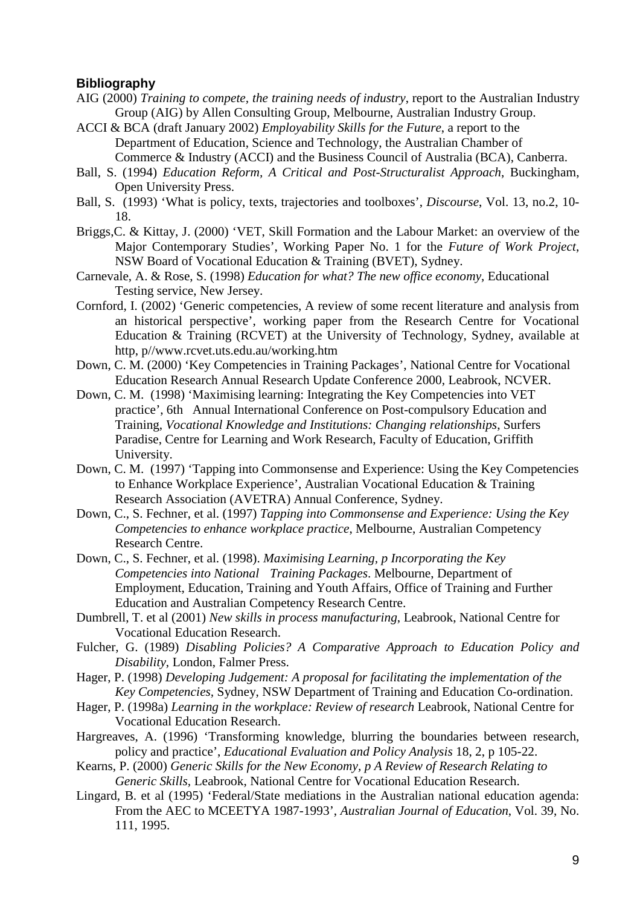**Bibliography**

AIG (2000) *Training to compete, the training needs of industry*, report to the Australian Industry Group (AIG) by Allen Consulting Group, Melbourne, Australian Industry Group.

ACCI & BCA (draft January 2002) *Employability Skills for the Future*, a report to the Department of Education, Science and Technology, the Australian Chamber of Commerce & Industry (ACCI) and the Business Council of Australia (BCA), Canberra.

Ball, S. (1994) *Education Reform, A Critical and Post-Structuralist Approach*, Buckingham, Open University Press.

Ball, S. (1993) 'What is policy, texts, trajectories and toolboxes', *Discourse*, Vol. 13, no.2, 10-18.

Briggs,C. & Kittay, J. (2000) 'VET, Skill Formation and the Labour Market: an overview of the Major Contemporary Studies', Working Paper No. 1 for the *Future of Work Project*, NSW Board of Vocational Education & Training (BVET), Sydney.

Carnevale, A. & Rose, S. (1998) *Education for what? The new office economy*, Educational Testing service, New Jersey.

Cornford, I. (2002) 'Generic competencies, A review of some recent literature and analysis from an historical perspective', working paper from the Research Centre for Vocational Education & Training (RCVET) at the University of Technology, Sydney, available at http, p//www.rcvet.uts.edu.au/working.htm

Down, C. M. (2000) 'Key Competencies in Training Packages', National Centre for Vocational Education Research Annual Research Update Conference 2000, Leabrook, NCVER.

Down, C. M. (1998) 'Maximising learning: Integrating the Key Competencies into VET practice', 6th Annual International Conference on Post-compulsory Education and Training, *Vocational Knowledge and Institutions: Changing relationships*, Surfers Paradise, Centre for Learning and Work Research, Faculty of Education, Griffith University.

Down, C. M. (1997) 'Tapping into Commonsense and Experience: Using the Key Competencies to Enhance Workplace Experience', Australian Vocational Education & Training Research Association (AVETRA) Annual Conference, Sydney.

Down, C., S. Fechner, et al. (1997) *Tapping into Commonsense and Experience: Using the Key Competencies to enhance workplace practice*, Melbourne, Australian Competency Research Centre.

Down, C., S. Fechner, et al. (1998). *Maximising Learning, p Incorporating the Key Competencies into National Training Packages*. Melbourne, Department of Employment, Education, Training and Youth Affairs, Office of Training and Further Education and Australian Competency Research Centre.

Dumbrell, T. et al (2001) *New skills in process manufacturing*, Leabrook, National Centre for Vocational Education Research.

Fulcher, G. (1989) *Disabling Policies? A Comparative Approach to Education Policy and Disability*, London, Falmer Press.

Hager, P. (1998) *Developing Judgement: A proposal for facilitating the implementation of the Key Competencies*, Sydney, NSW Department of Training and Education Co-ordination.

Hager, P. (1998a) *Learning in the workplace: Review of research* Leabrook, National Centre for Vocational Education Research.

Hargreaves, A. (1996) 'Transforming knowledge, blurring the boundaries between research, policy and practice', *Educational Evaluation and Policy Analysis* 18, 2, p 105-22.

Kearns, P. (2000) *Generic Skills for the New Economy, p A Review of Research Relating to Generic Skills*, Leabrook, National Centre for Vocational Education Research.

Lingard, B. et al (1995) 'Federal/State mediations in the Australian national education agenda: From the AEC to MCEETYA 1987-1993', *Australian Journal of Education*, Vol. 39, No. 111, 1995.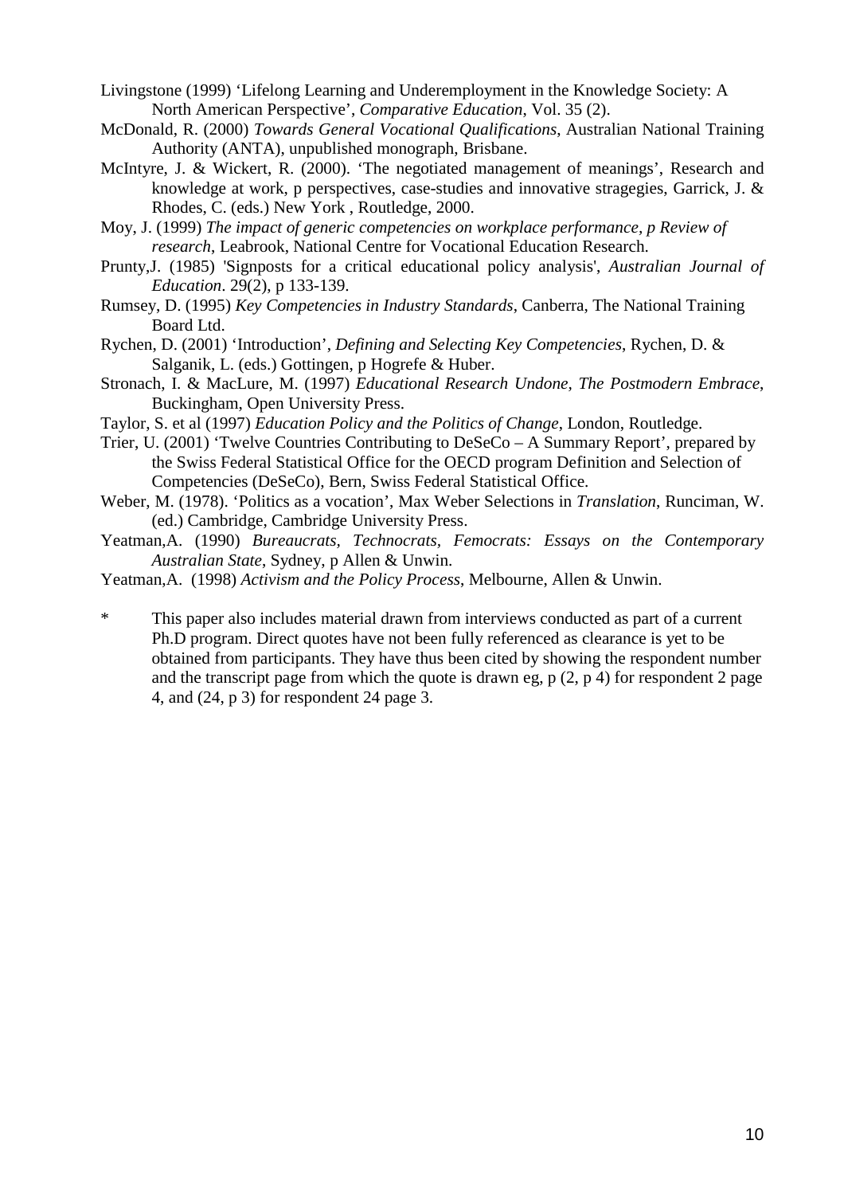Livingstone (1999) 'Lifelong Learning and Underemployment in the Knowledge Society: A North American Perspective', *Comparative Education*, Vol. 35 (2).

McDonald, R. (2000) *Towards General Vocational Qualifications*, Australian National Training Authority (ANTA), unpublished monograph, Brisbane.

McIntyre, J. & Wickert, R. (2000). 'The negotiated management of meanings', Research and knowledge at work, p perspectives, case-studies and innovative stragegies, Garrick, J. & Rhodes, C. (eds.) New York , Routledge, 2000.

Moy, J. (1999) *The impact of generic competencies on workplace performance, p Review of research*, Leabrook, National Centre for Vocational Education Research.

Prunty,J. (1985) 'Signposts for a critical educational policy analysis', *Australian Journal of Education*. 29(2), p 133-139.

Rumsey, D. (1995) *Key Competencies in Industry Standards*, Canberra, The National Training Board Ltd.

Rychen, D. (2001) 'Introduction', *Defining and Selecting Key Competencies*, Rychen, D. & Salganik, L. (eds.) Gottingen, p Hogrefe & Huber.

Stronach, I. & MacLure, M. (1997) *Educational Research Undone, The Postmodern Embrace*, Buckingham, Open University Press.

Taylor, S. et al (1997) *Education Policy and the Politics of Change*, London, Routledge.

Trier, U. (2001) 'Twelve Countries Contributing to DeSeCo – A Summary Report', prepared by the Swiss Federal Statistical Office for the OECD program Definition and Selection of Competencies (DeSeCo), Bern, Swiss Federal Statistical Office.

Weber, M. (1978). 'Politics as a vocation', Max Weber Selections in *Translation*, Runciman, W. (ed.) Cambridge, Cambridge University Press.

Yeatman,A. (1990) *Bureaucrats, Technocrats, Femocrats: Essays on the Contemporary Australian State*, Sydney, p Allen & Unwin.

Yeatman,A. (1998) *Activism and the Policy Process*, Melbourne, Allen & Unwin.

\* This paper also includes material drawn from interviews conducted as part of a current Ph.D program. Direct quotes have not been fully referenced as clearance is yet to be obtained from participants. They have thus been cited by showing the respondent number and the transcript page from which the quote is drawn eg, p (2, p 4) for respondent 2 page 4, and (24, p 3) for respondent 24 page 3.